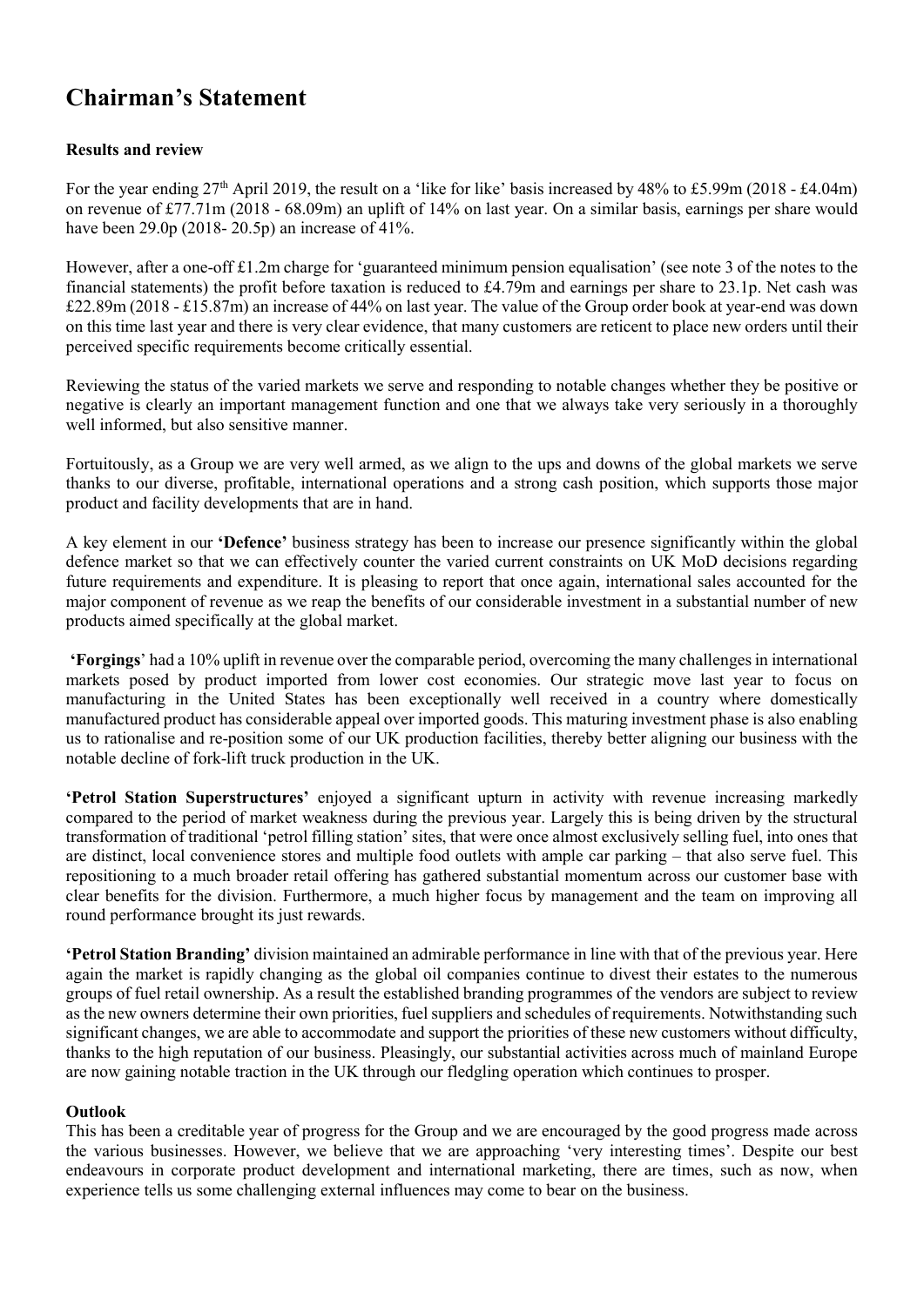# Chairman's Statement

**Results and review**

For the year ending 27th April 2019, the result on a 'like for like' basis increased by 48% to £5.99m (2018 - £4.04m) on revenue of £77.71m (2018 - 68.09m) an uplift of 14% on last year. On a similar basis, earnings per share would have been 29.0p (2018- 20.5p) an increase of 41%.

However, after a one-off £1.2m charge for 'guaranteed minimum pension equalisation' (see note 3 of the notes to the financial statements) the profit before taxation is reduced to £4.79m and earnings per share to 23.1p. Net cash was £22.89m (2018 - £15.87m) an increase of 44% on last year. The value of the Group order book at year-end was down on this time last year and there is very clear evidence, that many customers are reticent to place new orders until their perceived specific requirements become critically essential.

Reviewing the status of the varied markets we serve and responding to notable changes whether they be positive or negative is clearly an important management function and one that we always take very seriously in a thoroughly well informed, but also sensitive manner.

Fortuitously, as a Group we are very well armed, as we align to the ups and downs of the global markets we serve thanks to our diverse, profitable, international operations and a strong cash position, which supports those major product and facility developments that are in hand.

A key element in our **'Defence'** business strategy has been to increase our presence significantly within the global defence market so that we can effectively counter the varied current constraints on UK MoD decisions regarding future requirements and expenditure. It is pleasing to report that once again, international sales accounted for the major component of revenue as we reap the benefits of our considerable investment in a substantial number of new products aimed specifically at the global market.

**'Forgings**' had a 10% uplift in revenue over the comparable period, overcoming the many challenges in international markets posed by product imported from lower cost economies. Our strategic move last year to focus on manufacturing in the United States has been exceptionally well received in a country where domestically manufactured product has considerable appeal over imported goods. This maturing investment phase is also enabling us to rationalise and re-position some of our UK production facilities, thereby better aligning our business with the notable decline of fork-lift truck production in the UK.

**'Petrol Station Superstructures'** enjoyed a significant upturn in activity with revenue increasing markedly compared to the period of market weakness during the previous year. Largely this is being driven by the structural transformation of traditional 'petrol filling station' sites, that were once almost exclusively selling fuel, into ones that are distinct, local convenience stores and multiple food outlets with ample car parking – that also serve fuel. This repositioning to a much broader retail offering has gathered substantial momentum across our customer base with clear benefits for the division. Furthermore, a much higher focus by management and the team on improving all round performance brought its just rewards.

**'Petrol Station Branding'** division maintained an admirable performance in line with that of the previous year. Here again the market is rapidly changing as the global oil companies continue to divest their estates to the numerous groups of fuel retail ownership. As a result the established branding programmes of the vendors are subject to review as the new owners determine their own priorities, fuel suppliers and schedules of requirements. Notwithstanding such significant changes, we are able to accommodate and support the priorities of these new customers without difficulty, thanks to the high reputation of our business. Pleasingly, our substantial activities across much of mainland Europe are now gaining notable traction in the UK through our fledgling operation which continues to prosper.

**Outlook**

This has been a creditable year of progress for the Group and we are encouraged by the good progress made across the various businesses. However, we believe that we are approaching 'very interesting times'. Despite our best endeavours in corporate product development and international marketing, there are times, such as now, when experience tells us some challenging external influences may come to bear on the business.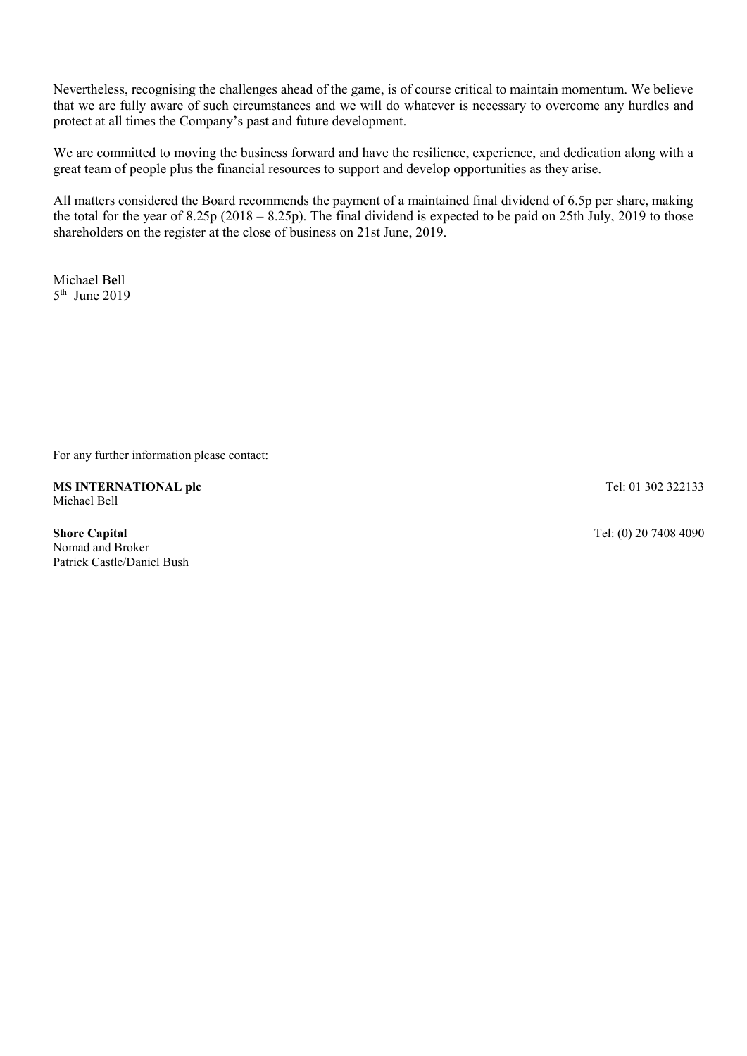Nevertheless, recognising the challenges ahead of the game, is of course critical to maintain momentum. We believe that we are fully aware of such circumstances and we will do whatever is necessary to overcome any hurdles and protect at all times the Company's past and future development.

We are committed to moving the business forward and have the resilience, experience, and dedication along with a great team of people plus the financial resources to support and develop opportunities as they arise.

All matters considered the Board recommends the payment of a maintained final dividend of 6.5p per share, making the total for the year of 8.25p (2018 – 8.25p). The final dividend is expected to be paid on 25th July, 2019 to those shareholders on the register at the close of business on 21st June, 2019.

Michael Bell
5th June 2019

For any further information please contact:

**MS INTERNATIONAL plc** Tel: 01 302 322133
Michael Bell

**Shore Capital** Tel: (0) 20 7408 4090
Nomad and Broker
Patrick Castle/Daniel Bush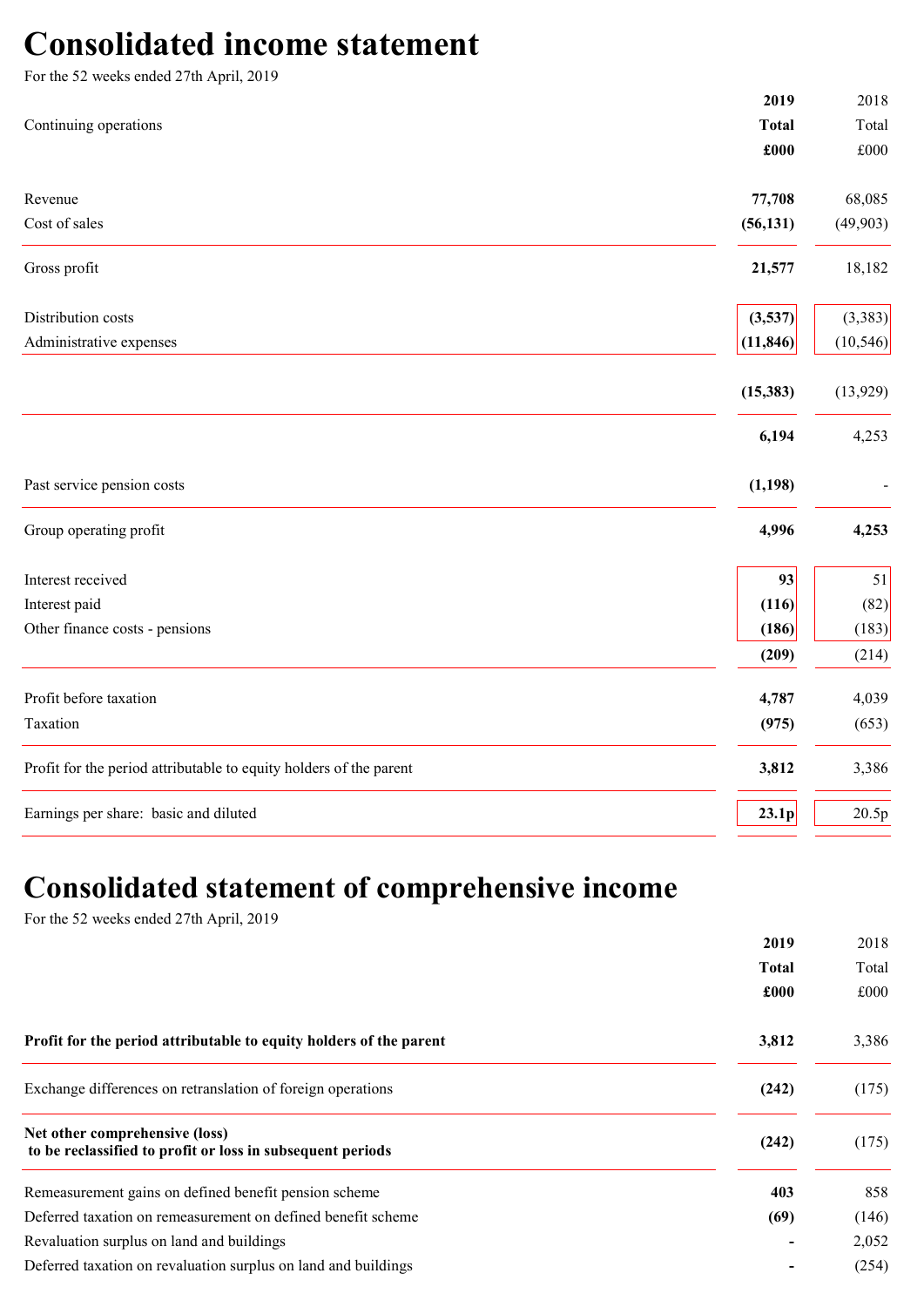# Consolidated income statement

For the 52 weeks ended 27th April, 2019

| Continuing operations | 2019 Total £000 | 2018 Total £000 |
|---|---|---|
| Revenue | **77,708** | 68,085 |
| Cost of sales | **(56,131)** | (49,903) |
| Gross profit | **21,577** | 18,182 |
| Distribution costs | **(3,537)** | (3,383) |
| Administrative expenses | **(11,846)** | (10,546) |
| | **(15,383)** | (13,929) |
| | **6,194** | 4,253 |
| Past service pension costs | **(1,198)** | - |
| Group operating profit | **4,996** | **4,253** |
| Interest received | **93** | 51 |
| Interest paid | **(116)** | (82) |
| Other finance costs - pensions | **(186)** | (183) |
| | **(209)** | (214) |
| Profit before taxation | **4,787** | 4,039 |
| Taxation | **(975)** | (653) |
| Profit for the period attributable to equity holders of the parent | **3,812** | 3,386 |
| Earnings per share: basic and diluted | **23.1p** | 20.5p |

# Consolidated statement of comprehensive income

For the 52 weeks ended 27th April, 2019

| | 2019 Total £000 | 2018 Total £000 |
|---|---|---|
| **Profit for the period attributable to equity holders of the parent** | **3,812** | 3,386 |
| Exchange differences on retranslation of foreign operations | **(242)** | (175) |
| **Net other comprehensive (loss) to be reclassified to profit or loss in subsequent periods** | **(242)** | (175) |
| Remeasurement gains on defined benefit pension scheme | **403** | 858 |
| Deferred taxation on remeasurement on defined benefit scheme | **(69)** | (146) |
| Revaluation surplus on land and buildings | **-** | 2,052 |
| Deferred taxation on revaluation surplus on land and buildings | **-** | (254) |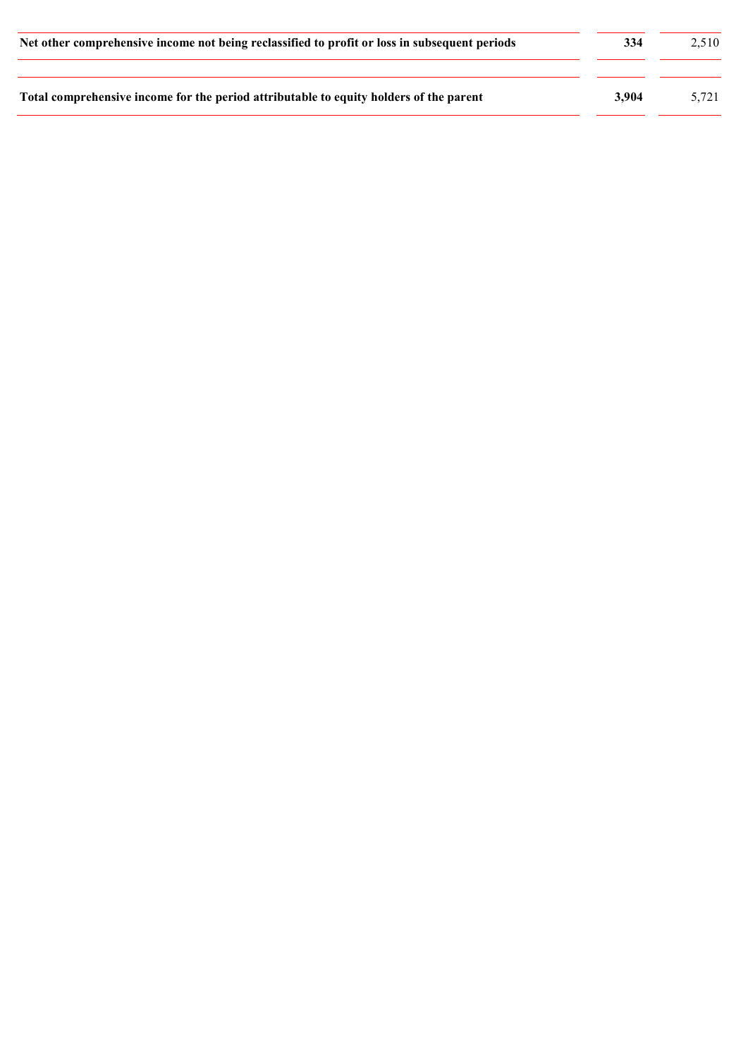| | | |
|---|---|---|
| **Net other comprehensive income not being reclassified to profit or loss in subsequent periods** | **334** | 2,510 |
| **Total comprehensive income for the period attributable to equity holders of the parent** | **3,904** | 5,721 |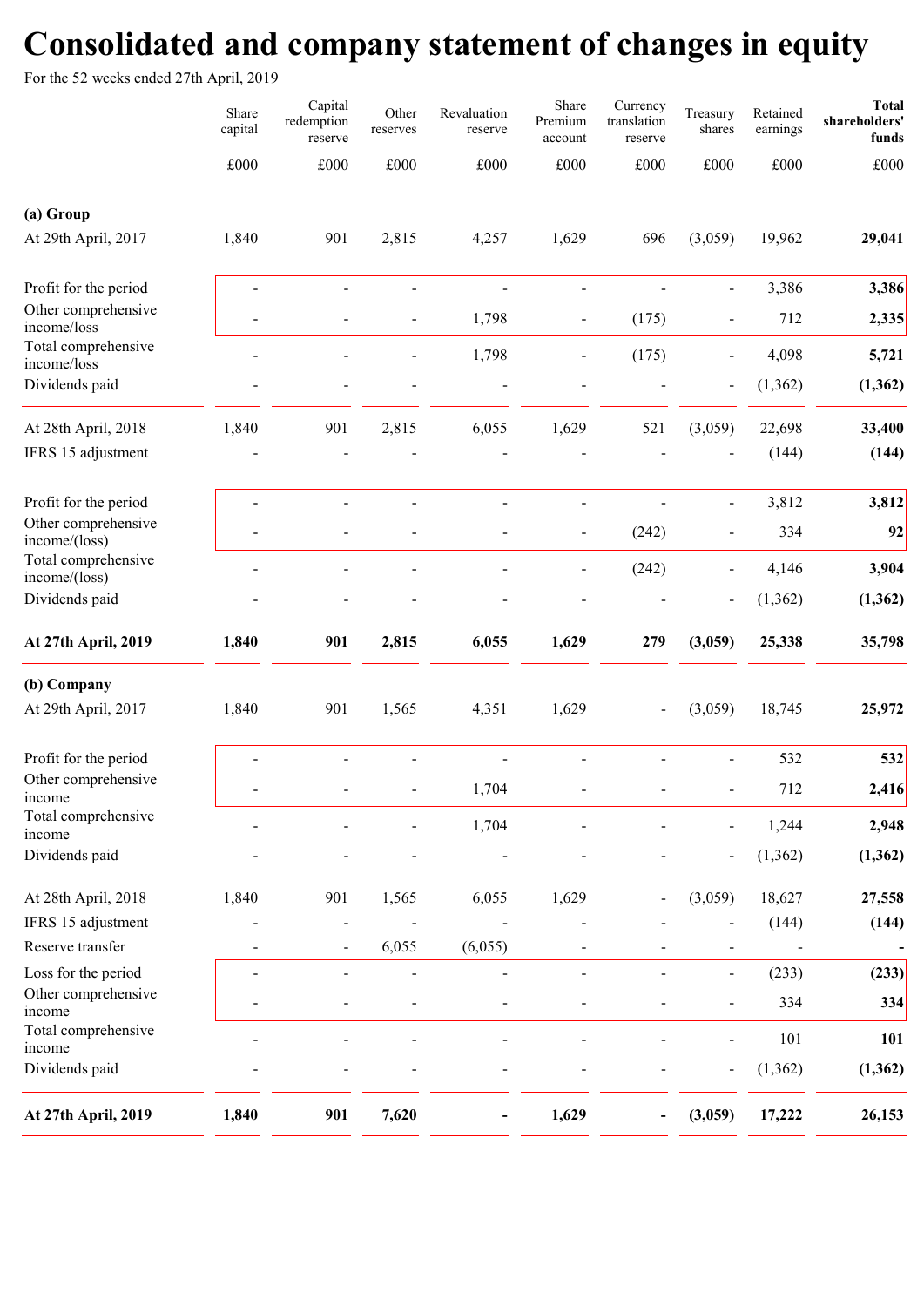# Consolidated and company statement of changes in equity

For the 52 weeks ended 27th April, 2019

| | Share capital | Capital redemption reserve | Other reserves | Revaluation reserve | Share Premium account | Currency translation reserve | Treasury shares | Retained earnings | Total shareholders' funds |
|---|---|---|---|---|---|---|---|---|---|
| | £000 | £000 | £000 | £000 | £000 | £000 | £000 | £000 | £000 |
| **(a) Group** | | | | | | | | | |
| At 29th April, 2017 | 1,840 | 901 | 2,815 | 4,257 | 1,629 | 696 | (3,059) | 19,962 | **29,041** |
| Profit for the period | - | - | - | - | - | - | - | 3,386 | **3,386** |
| Other comprehensive income/loss | - | - | - | 1,798 | - | (175) | - | 712 | **2,335** |
| Total comprehensive income/loss | - | - | - | 1,798 | - | (175) | - | 4,098 | **5,721** |
| Dividends paid | - | - | - | - | - | - | - | (1,362) | **(1,362)** |
| At 28th April, 2018 | 1,840 | 901 | 2,815 | 6,055 | 1,629 | 521 | (3,059) | 22,698 | **33,400** |
| IFRS 15 adjustment | - | - | - | - | - | - | - | (144) | **(144)** |
| Profit for the period | - | - | - | - | - | - | - | 3,812 | **3,812** |
| Other comprehensive income/(loss) | - | - | - | - | - | (242) | - | 334 | **92** |
| Total comprehensive income/(loss) | - | - | - | - | - | (242) | - | 4,146 | **3,904** |
| Dividends paid | - | - | - | - | - | - | - | (1,362) | **(1,362)** |
| **At 27th April, 2019** | **1,840** | **901** | **2,815** | **6,055** | **1,629** | **279** | **(3,059)** | **25,338** | **35,798** |
| **(b) Company** | | | | | | | | | |
| At 29th April, 2017 | 1,840 | 901 | 1,565 | 4,351 | 1,629 | - | (3,059) | 18,745 | **25,972** |
| Profit for the period | - | - | - | - | - | - | - | 532 | **532** |
| Other comprehensive income | - | - | - | 1,704 | - | - | - | 712 | **2,416** |
| Total comprehensive income | - | - | - | 1,704 | - | - | - | 1,244 | **2,948** |
| Dividends paid | - | - | - | - | - | - | - | (1,362) | **(1,362)** |
| At 28th April, 2018 | 1,840 | 901 | 1,565 | 6,055 | 1,629 | - | (3,059) | 18,627 | **27,558** |
| IFRS 15 adjustment | - | - | - | - | - | - | - | (144) | **(144)** |
| Reserve transfer | - | - | 6,055 | (6,055) | - | - | - | - | **-** |
| Loss for the period | - | - | - | - | - | - | - | (233) | **(233)** |
| Other comprehensive income | - | - | - | - | - | - | - | 334 | **334** |
| Total comprehensive income | - | - | - | - | - | - | - | 101 | **101** |
| Dividends paid | - | - | - | - | - | - | - | (1,362) | **(1,362)** |
| **At 27th April, 2019** | **1,840** | **901** | **7,620** | **-** | **1,629** | **-** | **(3,059)** | **17,222** | **26,153** |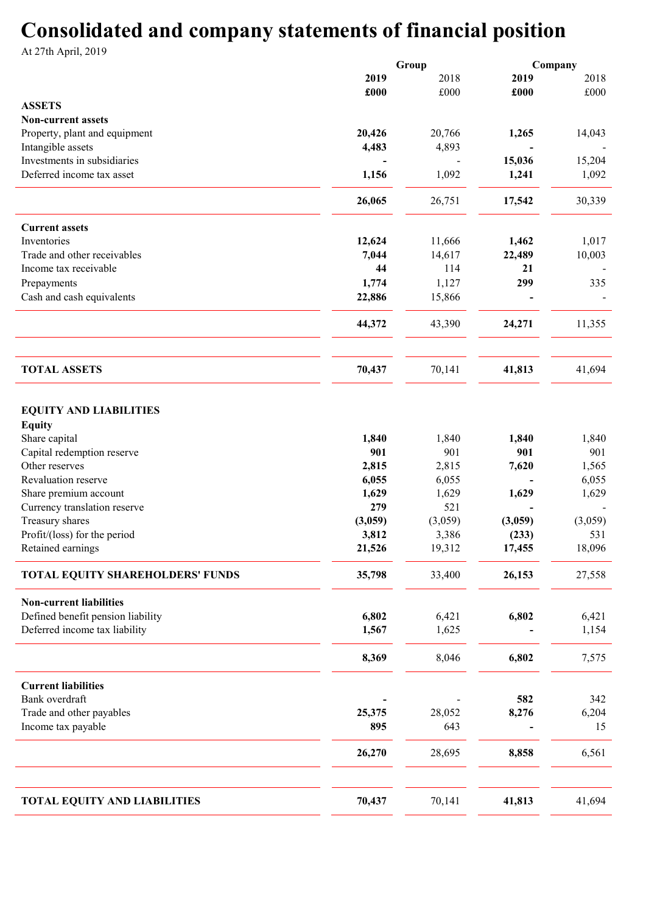# Consolidated and company statements of financial position

At 27th April, 2019

| | Group | | Company | |
|---|---|---|---|---|
| | **2019** | 2018 | **2019** | 2018 |
| | **£000** | £000 | **£000** | £000 |
| **ASSETS** | | | | |
| **Non-current assets** | | | | |
| Property, plant and equipment | **20,426** | 20,766 | **1,265** | 14,043 |
| Intangible assets | **4,483** | 4,893 | **-** | - |
| Investments in subsidiaries | **-** | - | **15,036** | 15,204 |
| Deferred income tax asset | **1,156** | 1,092 | **1,241** | 1,092 |
| | **26,065** | 26,751 | **17,542** | 30,339 |
| **Current assets** | | | | |
| Inventories | **12,624** | 11,666 | **1,462** | 1,017 |
| Trade and other receivables | **7,044** | 14,617 | **22,489** | 10,003 |
| Income tax receivable | **44** | 114 | **21** | - |
| Prepayments | **1,774** | 1,127 | **299** | 335 |
| Cash and cash equivalents | **22,886** | 15,866 | **-** | - |
| | **44,372** | 43,390 | **24,271** | 11,355 |
| **TOTAL ASSETS** | **70,437** | 70,141 | **41,813** | 41,694 |
| **EQUITY AND LIABILITIES** | | | | |
| **Equity** | | | | |
| Share capital | **1,840** | 1,840 | **1,840** | 1,840 |
| Capital redemption reserve | **901** | 901 | **901** | 901 |
| Other reserves | **2,815** | 2,815 | **7,620** | 1,565 |
| Revaluation reserve | **6,055** | 6,055 | **-** | 6,055 |
| Share premium account | **1,629** | 1,629 | **1,629** | 1,629 |
| Currency translation reserve | **279** | 521 | **-** | - |
| Treasury shares | **(3,059)** | (3,059) | **(3,059)** | (3,059) |
| Profit/(loss) for the period | **3,812** | 3,386 | **(233)** | 531 |
| Retained earnings | **21,526** | 19,312 | **17,455** | 18,096 |
| **TOTAL EQUITY SHAREHOLDERS' FUNDS** | **35,798** | 33,400 | **26,153** | 27,558 |
| **Non-current liabilities** | | | | |
| Defined benefit pension liability | **6,802** | 6,421 | **6,802** | 6,421 |
| Deferred income tax liability | **1,567** | 1,625 | **-** | 1,154 |
| | **8,369** | 8,046 | **6,802** | 7,575 |
| **Current liabilities** | | | | |
| Bank overdraft | **-** | - | **582** | 342 |
| Trade and other payables | **25,375** | 28,052 | **8,276** | 6,204 |
| Income tax payable | **895** | 643 | **-** | 15 |
| | **26,270** | 28,695 | **8,858** | 6,561 |
| **TOTAL EQUITY AND LIABILITIES** | **70,437** | 70,141 | **41,813** | 41,694 |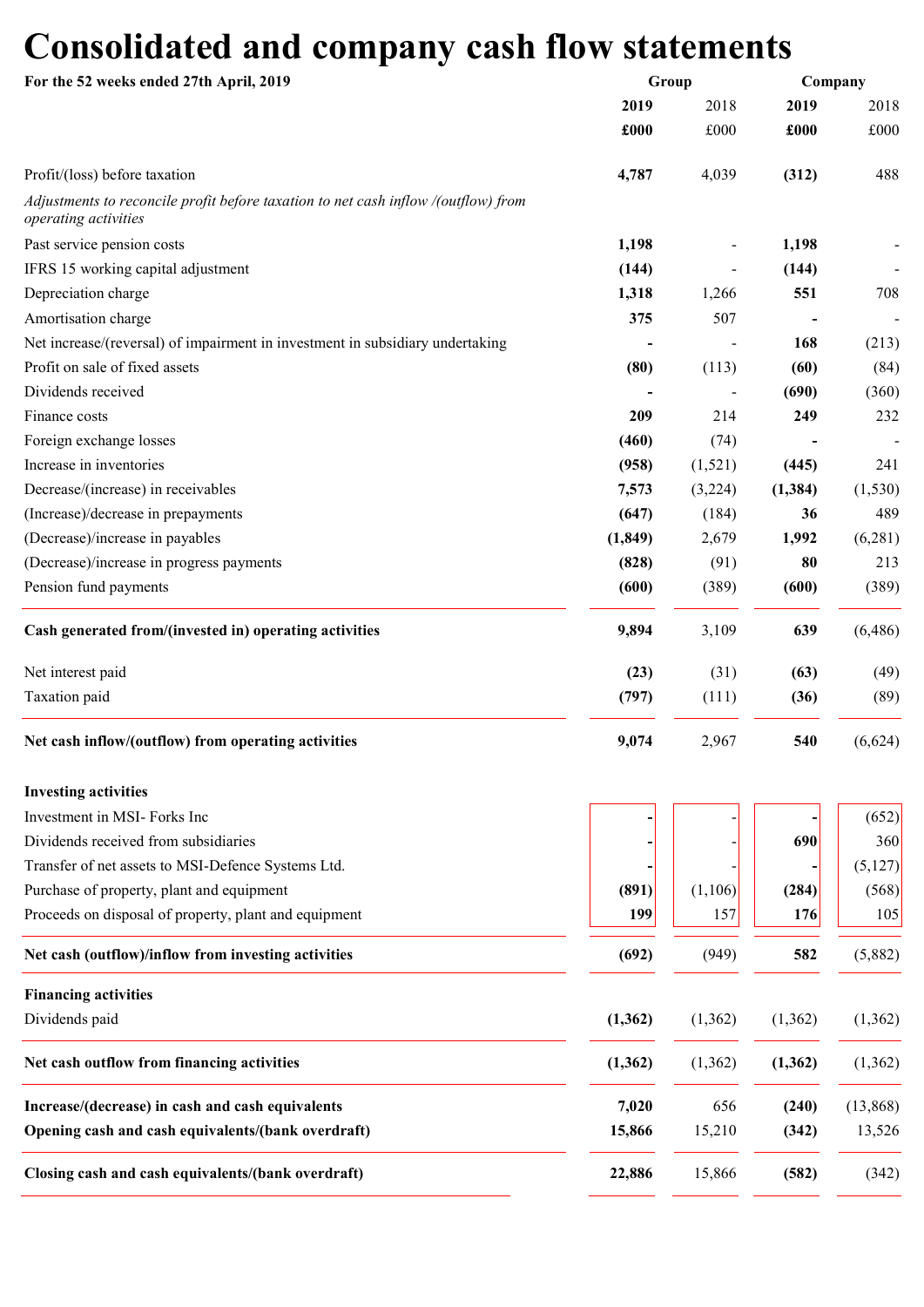# Consolidated and company cash flow statements

**For the 52 weeks ended 27th April, 2019**

| | Group | | Company | |
|---|---|---|---|---|
| | **2019** | 2018 | **2019** | 2018 |
| | **£000** | £000 | **£000** | £000 |
| Profit/(loss) before taxation | **4,787** | 4,039 | **(312)** | 488 |
| *Adjustments to reconcile profit before taxation to net cash inflow /(outflow) from operating activities* | | | | |
| Past service pension costs | **1,198** | - | **1,198** | - |
| IFRS 15 working capital adjustment | **(144)** | - | **(144)** | - |
| Depreciation charge | **1,318** | 1,266 | **551** | 708 |
| Amortisation charge | **375** | 507 | **-** | - |
| Net increase/(reversal) of impairment in investment in subsidiary undertaking | **-** | - | **168** | (213) |
| Profit on sale of fixed assets | **(80)** | (113) | **(60)** | (84) |
| Dividends received | **-** | - | **(690)** | (360) |
| Finance costs | **209** | 214 | **249** | 232 |
| Foreign exchange losses | **(460)** | (74) | **-** | - |
| Increase in inventories | **(958)** | (1,521) | **(445)** | 241 |
| Decrease/(increase) in receivables | **7,573** | (3,224) | **(1,384)** | (1,530) |
| (Increase)/decrease in prepayments | **(647)** | (184) | **36** | 489 |
| (Decrease)/increase in payables | **(1,849)** | 2,679 | **1,992** | (6,281) |
| (Decrease)/increase in progress payments | **(828)** | (91) | **80** | 213 |
| Pension fund payments | **(600)** | (389) | **(600)** | (389) |
| **Cash generated from/(invested in) operating activities** | **9,894** | 3,109 | **639** | (6,486) |
| Net interest paid | **(23)** | (31) | **(63)** | (49) |
| Taxation paid | **(797)** | (111) | **(36)** | (89) |
| **Net cash inflow/(outflow) from operating activities** | **9,074** | 2,967 | **540** | (6,624) |
| **Investing activities** | | | | |
| Investment in MSI- Forks Inc | **-** | - | **-** | (652) |
| Dividends received from subsidiaries | **-** | - | **690** | 360 |
| Transfer of net assets to MSI-Defence Systems Ltd. | **-** | - | **-** | (5,127) |
| Purchase of property, plant and equipment | **(891)** | (1,106) | **(284)** | (568) |
| Proceeds on disposal of property, plant and equipment | **199** | 157 | **176** | 105 |
| **Net cash (outflow)/inflow from investing activities** | **(692)** | (949) | **582** | (5,882) |
| **Financing activities** | | | | |
| Dividends paid | **(1,362)** | (1,362) | (1,362) | (1,362) |
| **Net cash outflow from financing activities** | **(1,362)** | (1,362) | **(1,362)** | (1,362) |
| **Increase/(decrease) in cash and cash equivalents** | **7,020** | 656 | **(240)** | (13,868) |
| **Opening cash and cash equivalents/(bank overdraft)** | **15,866** | 15,210 | **(342)** | 13,526 |
| **Closing cash and cash equivalents/(bank overdraft)** | **22,886** | 15,866 | **(582)** | (342) |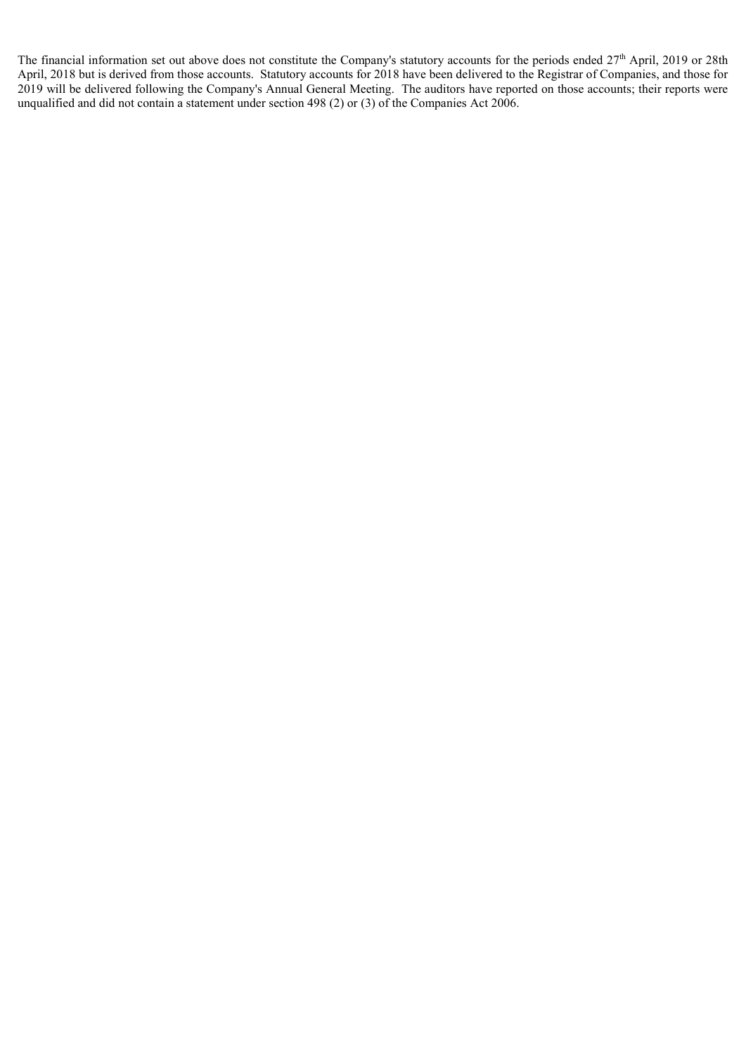The financial information set out above does not constitute the Company's statutory accounts for the periods ended 27th April, 2019 or 28th April, 2018 but is derived from those accounts. Statutory accounts for 2018 have been delivered to the Registrar of Companies, and those for 2019 will be delivered following the Company's Annual General Meeting. The auditors have reported on those accounts; their reports were unqualified and did not contain a statement under section 498 (2) or (3) of the Companies Act 2006.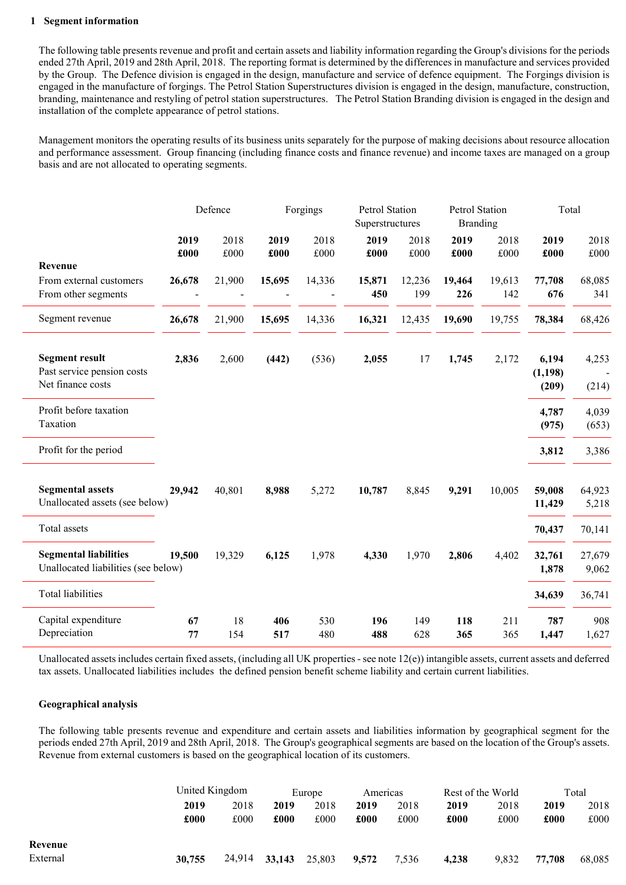## 1 Segment information

The following table presents revenue and profit and certain assets and liability information regarding the Group's divisions for the periods ended 27th April, 2019 and 28th April, 2018. The reporting format is determined by the differences in manufacture and services provided by the Group. The Defence division is engaged in the design, manufacture and service of defence equipment. The Forgings division is engaged in the manufacture of forgings. The Petrol Station Superstructures division is engaged in the design, manufacture, construction, branding, maintenance and restyling of petrol station superstructures. The Petrol Station Branding division is engaged in the design and installation of the complete appearance of petrol stations.

Management monitors the operating results of its business units separately for the purpose of making decisions about resource allocation and performance assessment. Group financing (including finance costs and finance revenue) and income taxes are managed on a group basis and are not allocated to operating segments.

| | Defence | | Forgings | | Petrol Station Superstructures | | Petrol Station Branding | | Total | |
|---|---|---|---|---|---|---|---|---|---|---|
| | **2019** | 2018 | **2019** | 2018 | **2019** | 2018 | **2019** | 2018 | **2019** | 2018 |
| | **£000** | £000 | **£000** | £000 | **£000** | £000 | **£000** | £000 | **£000** | £000 |
| **Revenue** | | | | | | | | | | |
| From external customers | **26,678** | 21,900 | **15,695** | 14,336 | **15,871** | 12,236 | **19,464** | 19,613 | **77,708** | 68,085 |
| From other segments | - | - | - | - | **450** | 199 | **226** | 142 | **676** | 341 |
| Segment revenue | **26,678** | 21,900 | **15,695** | 14,336 | **16,321** | 12,435 | **19,690** | 19,755 | **78,384** | 68,426 |
| **Segment result** | **2,836** | 2,600 | **(442)** | (536) | **2,055** | 17 | **1,745** | 2,172 | **6,194** | 4,253 |
| Past service pension costs | | | | | | | | | **(1,198)** | - |
| Net finance costs | | | | | | | | | **(209)** | (214) |
| Profit before taxation | | | | | | | | | **4,787** | 4,039 |
| Taxation | | | | | | | | | **(975)** | (653) |
| Profit for the period | | | | | | | | | **3,812** | 3,386 |
| **Segmental assets** | **29,942** | 40,801 | **8,988** | 5,272 | **10,787** | 8,845 | **9,291** | 10,005 | **59,008** | 64,923 |
| Unallocated assets (see below) | | | | | | | | | **11,429** | 5,218 |
| Total assets | | | | | | | | | **70,437** | 70,141 |
| **Segmental liabilities** | **19,500** | 19,329 | **6,125** | 1,978 | **4,330** | 1,970 | **2,806** | 4,402 | **32,761** | 27,679 |
| Unallocated liabilities (see below) | | | | | | | | | **1,878** | 9,062 |
| Total liabilities | | | | | | | | | **34,639** | 36,741 |
| Capital expenditure | **67** | 18 | **406** | 530 | **196** | 149 | **118** | 211 | **787** | 908 |
| Depreciation | **77** | 154 | **517** | 480 | **488** | 628 | **365** | 365 | **1,447** | 1,627 |

Unallocated assets includes certain fixed assets, (including all UK properties - see note 12(e)) intangible assets, current assets and deferred tax assets. Unallocated liabilities includes the defined pension benefit scheme liability and certain current liabilities.

### Geographical analysis

The following table presents revenue and expenditure and certain assets and liabilities information by geographical segment for the periods ended 27th April, 2019 and 28th April, 2018. The Group's geographical segments are based on the location of the Group's assets. Revenue from external customers is based on the geographical location of its customers.

| | United Kingdom | | Europe | | Americas | | Rest of the World | | Total | |
|---|---|---|---|---|---|---|---|---|---|---|
| | **2019** | 2018 | **2019** | 2018 | **2019** | 2018 | **2019** | 2018 | **2019** | 2018 |
| | **£000** | £000 | **£000** | £000 | **£000** | £000 | **£000** | £000 | **£000** | £000 |
| **Revenue** | | | | | | | | | | |
| External | **30,755** | 24,914 | **33,143** | 25,803 | **9,572** | 7,536 | **4,238** | 9,832 | **77,708** | 68,085 |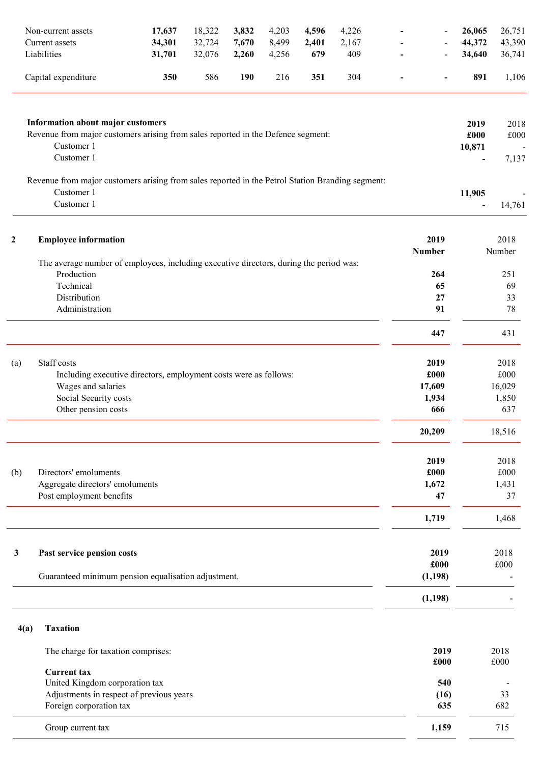| | | | | | | | | | | |
|---|---|---|---|---|---|---|---|---|---|---|
| Non-current assets | **17,637** | 18,322 | **3,832** | 4,203 | **4,596** | 4,226 | **-** | - | **26,065** | 26,751 |
| Current assets | **34,301** | 32,724 | **7,670** | 8,499 | **2,401** | 2,167 | **-** | - | **44,372** | 43,390 |
| Liabilities | **31,701** | 32,076 | **2,260** | 4,256 | **679** | 409 | **-** | - | **34,640** | 36,741 |
| Capital expenditure | **350** | 586 | **190** | 216 | **351** | 304 | **-** | **-** | **891** | 1,106 |

**Information about major customers**

| | 2019 £000 | 2018 £000 |
|---|---|---|
| Revenue from major customers arising from sales reported in the Defence segment: | | |
| Customer 1 | **10,871** | - |
| Customer 1 | **-** | 7,137 |
| Revenue from major customers arising from sales reported in the Petrol Station Branding segment: | | |
| Customer 1 | **11,905** | - |
| Customer 1 | **-** | 14,761 |

## 2 Employee information

| | 2019 Number | 2018 Number |
|---|---|---|
| The average number of employees, including executive directors, during the period was: | | |
| Production | **264** | 251 |
| Technical | **65** | 69 |
| Distribution | **27** | 33 |
| Administration | **91** | 78 |
| | **447** | 431 |

(a) Staff costs

| | 2019 £000 | 2018 £000 |
|---|---|---|
| Including executive directors, employment costs were as follows: | | |
| Wages and salaries | **17,609** | 16,029 |
| Social Security costs | **1,934** | 1,850 |
| Other pension costs | **666** | 637 |
| | **20,209** | 18,516 |

(b) Directors' emoluments

| | 2019 £000 | 2018 £000 |
|---|---|---|
| Aggregate directors' emoluments | **1,672** | 1,431 |
| Post employment benefits | **47** | 37 |
| | **1,719** | 1,468 |

## 3 Past service pension costs

| | 2019 £000 | 2018 £000 |
|---|---|---|
| Guaranteed minimum pension equalisation adjustment. | **(1,198)** | - |
| | **(1,198)** | - |

## 4(a) Taxation

The charge for taxation comprises:

| | 2019 £000 | 2018 £000 |
|---|---|---|
| **Current tax** | | |
| United Kingdom corporation tax | **540** | - |
| Adjustments in respect of previous years | **(16)** | 33 |
| Foreign corporation tax | **635** | 682 |
| Group current tax | **1,159** | 715 |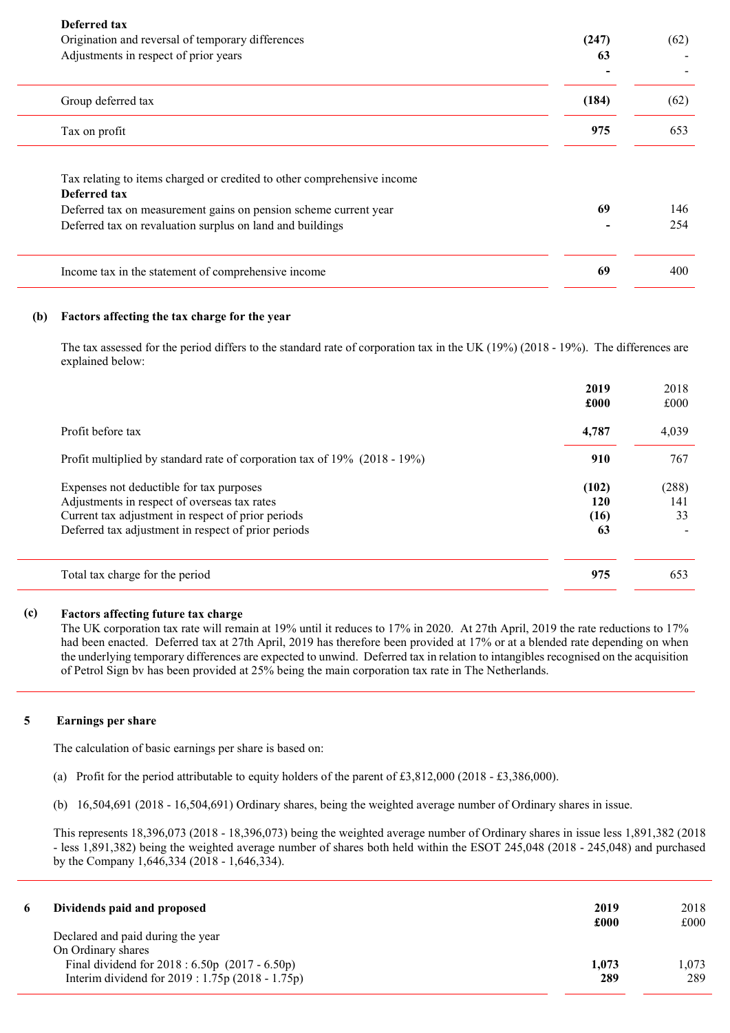| | 2019 | 2018 |
|---|---|---|
| **Deferred tax** | | |
| Origination and reversal of temporary differences | **(247)** | (62) |
| Adjustments in respect of prior years | **63** | - |
| | **-** | - |
| Group deferred tax | **(184)** | (62) |
| Tax on profit | **975** | 653 |
| | | |
| Tax relating to items charged or credited to other comprehensive income | | |
| **Deferred tax** | | |
| Deferred tax on measurement gains on pension scheme current year | **69** | 146 |
| Deferred tax on revaluation surplus on land and buildings | **-** | 254 |
| Income tax in the statement of comprehensive income | **69** | 400 |

**(b) Factors affecting the tax charge for the year**

The tax assessed for the period differs to the standard rate of corporation tax in the UK (19%) (2018 - 19%). The differences are explained below:

| | 2019 £000 | 2018 £000 |
|---|---|---|
| Profit before tax | **4,787** | 4,039 |
| Profit multiplied by standard rate of corporation tax of 19% (2018 - 19%) | **910** | 767 |
| Expenses not deductible for tax purposes | **(102)** | (288) |
| Adjustments in respect of overseas tax rates | **120** | 141 |
| Current tax adjustment in respect of prior periods | **(16)** | 33 |
| Deferred tax adjustment in respect of prior periods | **63** | - |
| Total tax charge for the period | **975** | 653 |

**(c) Factors affecting future tax charge**

The UK corporation tax rate will remain at 19% until it reduces to 17% in 2020. At 27th April, 2019 the rate reductions to 17% had been enacted. Deferred tax at 27th April, 2019 has therefore been provided at 17% or at a blended rate depending on when the underlying temporary differences are expected to unwind. Deferred tax in relation to intangibles recognised on the acquisition of Petrol Sign bv has been provided at 25% being the main corporation tax rate in The Netherlands.

## 5 Earnings per share

The calculation of basic earnings per share is based on:

(a) Profit for the period attributable to equity holders of the parent of £3,812,000 (2018 - £3,386,000).

(b) 16,504,691 (2018 - 16,504,691) Ordinary shares, being the weighted average number of Ordinary shares in issue.

This represents 18,396,073 (2018 - 18,396,073) being the weighted average number of Ordinary shares in issue less 1,891,382 (2018 - less 1,891,382) being the weighted average number of shares both held within the ESOT 245,048 (2018 - 245,048) and purchased by the Company 1,646,334 (2018 - 1,646,334).

## 6 Dividends paid and proposed

| | 2019 £000 | 2018 £000 |
|---|---|---|
| Declared and paid during the year | | |
| On Ordinary shares | | |
| Final dividend for 2018 : 6.50p (2017 - 6.50p) | **1,073** | 1,073 |
| Interim dividend for 2019 : 1.75p (2018 - 1.75p) | **289** | 289 |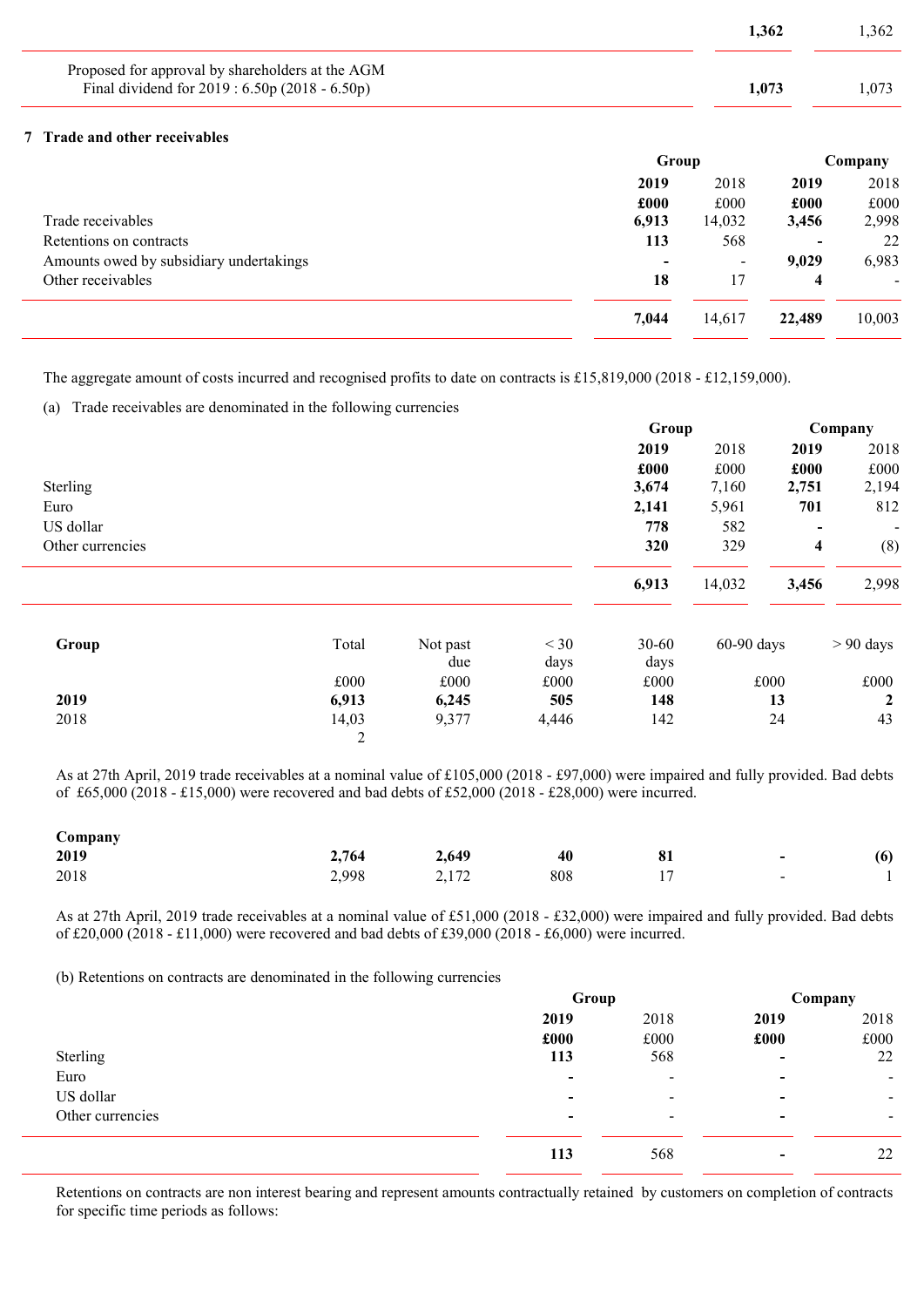| | 2019 | 2018 |
|---|---|---|
| | **1,362** | 1,362 |
| Proposed for approval by shareholders at the AGM | | |
| Final dividend for 2019 : 6.50p (2018 - 6.50p) | **1,073** | 1,073 |

## 7 Trade and other receivables

| | Group | | Company | |
|---|---|---|---|---|
| | **2019** | 2018 | **2019** | 2018 |
| | **£000** | £000 | **£000** | £000 |
| Trade receivables | **6,913** | 14,032 | **3,456** | 2,998 |
| Retentions on contracts | **113** | 568 | **-** | 22 |
| Amounts owed by subsidiary undertakings | **-** | - | **9,029** | 6,983 |
| Other receivables | **18** | 17 | **4** | - |
| | **7,044** | 14,617 | **22,489** | 10,003 |

The aggregate amount of costs incurred and recognised profits to date on contracts is £15,819,000 (2018 - £12,159,000).

(a) Trade receivables are denominated in the following currencies

| | Group | | Company | |
|---|---|---|---|---|
| | **2019** | 2018 | **2019** | 2018 |
| | **£000** | £000 | **£000** | £000 |
| Sterling | **3,674** | 7,160 | **2,751** | 2,194 |
| Euro | **2,141** | 5,961 | **701** | 812 |
| US dollar | **778** | 582 | **-** | - |
| Other currencies | **320** | 329 | **4** | (8) |
| | **6,913** | 14,032 | **3,456** | 2,998 |

| **Group** | Total | Not past due | < 30 days | 30-60 days | 60-90 days | > 90 days |
|---|---|---|---|---|---|---|
| | £000 | £000 | £000 | £000 | £000 | £000 |
| **2019** | **6,913** | **6,245** | **505** | **148** | **13** | **2** |
| 2018 | 14,032 | 9,377 | 4,446 | 142 | 24 | 43 |

As at 27th April, 2019 trade receivables at a nominal value of £105,000 (2018 - £97,000) were impaired and fully provided. Bad debts of £65,000 (2018 - £15,000) were recovered and bad debts of £52,000 (2018 - £28,000) were incurred.

| **Company** | | | | | | |
|---|---|---|---|---|---|---|
| **2019** | **2,764** | **2,649** | **40** | **81** | **-** | **(6)** |
| 2018 | 2,998 | 2,172 | 808 | 17 | - | 1 |

As at 27th April, 2019 trade receivables at a nominal value of £51,000 (2018 - £32,000) were impaired and fully provided. Bad debts of £20,000 (2018 - £11,000) were recovered and bad debts of £39,000 (2018 - £6,000) were incurred.

(b) Retentions on contracts are denominated in the following currencies

| | Group | | Company | |
|---|---|---|---|---|
| | **2019** | 2018 | **2019** | 2018 |
| | **£000** | £000 | **£000** | £000 |
| Sterling | **113** | 568 | **-** | 22 |
| Euro | **-** | - | **-** | - |
| US dollar | **-** | - | **-** | - |
| Other currencies | **-** | - | **-** | - |
| | **113** | 568 | **-** | 22 |

Retentions on contracts are non interest bearing and represent amounts contractually retained by customers on completion of contracts for specific time periods as follows: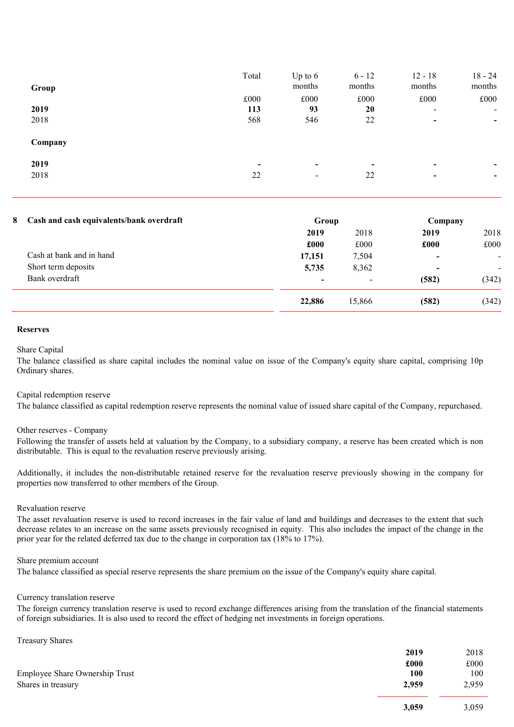| Group | Total | Up to 6 months | 6 - 12 months | 12 - 18 months | 18 - 24 months |
|---|---|---|---|---|---|
| | £000 | £000 | £000 | £000 | £000 |
| **2019** | **113** | **93** | **20** | - | - |
| 2018 | 568 | 546 | 22 | - | - |
| **Company** | | | | | |
| **2019** | - | - | - | - | - |
| 2018 | 22 | - | 22 | - | - |

## 8 Cash and cash equivalents/bank overdraft

| | Group | | Company | |
|---|---|---|---|---|
| | **2019** | 2018 | **2019** | 2018 |
| | **£000** | £000 | **£000** | £000 |
| Cash at bank and in hand | **17,151** | 7,504 | **-** | - |
| Short term deposits | **5,735** | 8,362 | **-** | - |
| Bank overdraft | **-** | - | **(582)** | (342) |
| | **22,886** | 15,866 | **(582)** | (342) |

**Reserves**

Share Capital

The balance classified as share capital includes the nominal value on issue of the Company's equity share capital, comprising 10p Ordinary shares.

Capital redemption reserve

The balance classified as capital redemption reserve represents the nominal value of issued share capital of the Company, repurchased.

Other reserves - Company

Following the transfer of assets held at valuation by the Company, to a subsidiary company, a reserve has been created which is non distributable. This is equal to the revaluation reserve previously arising.

Additionally, it includes the non-distributable retained reserve for the revaluation reserve previously showing in the company for properties now transferred to other members of the Group.

Revaluation reserve

The asset revaluation reserve is used to record increases in the fair value of land and buildings and decreases to the extent that such decrease relates to an increase on the same assets previously recognised in equity. This also includes the impact of the change in the prior year for the related deferred tax due to the change in corporation tax (18% to 17%).

Share premium account

The balance classified as special reserve represents the share premium on the issue of the Company's equity share capital.

Currency translation reserve

The foreign currency translation reserve is used to record exchange differences arising from the translation of the financial statements of foreign subsidiaries. It is also used to record the effect of hedging net investments in foreign operations.

Treasury Shares

| | **2019** | 2018 |
|---|---|---|
| | **£000** | £000 |
| Employee Share Ownership Trust | **100** | 100 |
| Shares in treasury | **2,959** | 2,959 |
| | **3,059** | 3,059 |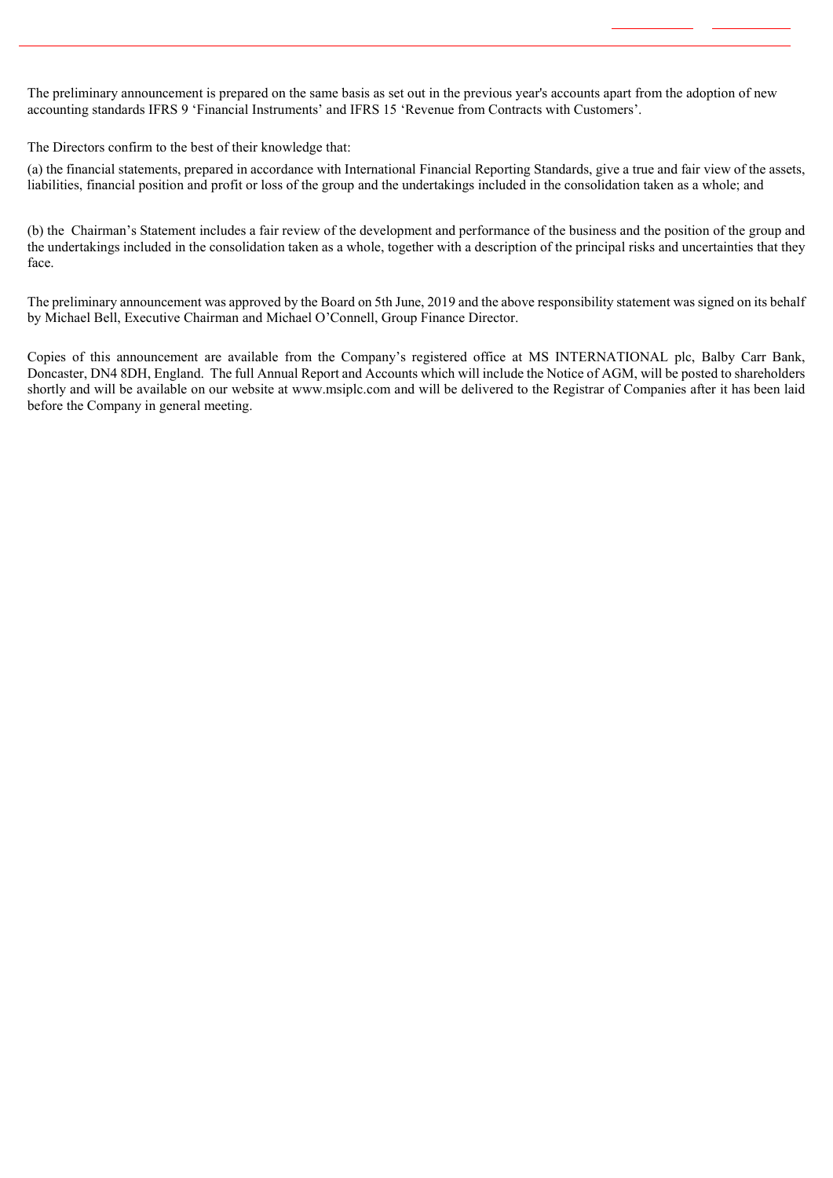The preliminary announcement is prepared on the same basis as set out in the previous year's accounts apart from the adoption of new accounting standards IFRS 9 'Financial Instruments' and IFRS 15 'Revenue from Contracts with Customers'.

The Directors confirm to the best of their knowledge that:

(a) the financial statements, prepared in accordance with International Financial Reporting Standards, give a true and fair view of the assets, liabilities, financial position and profit or loss of the group and the undertakings included in the consolidation taken as a whole; and

(b) the Chairman's Statement includes a fair review of the development and performance of the business and the position of the group and the undertakings included in the consolidation taken as a whole, together with a description of the principal risks and uncertainties that they face.

The preliminary announcement was approved by the Board on 5th June, 2019 and the above responsibility statement was signed on its behalf by Michael Bell, Executive Chairman and Michael O'Connell, Group Finance Director.

Copies of this announcement are available from the Company's registered office at MS INTERNATIONAL plc, Balby Carr Bank, Doncaster, DN4 8DH, England. The full Annual Report and Accounts which will include the Notice of AGM, will be posted to shareholders shortly and will be available on our website at www.msiplc.com and will be delivered to the Registrar of Companies after it has been laid before the Company in general meeting.